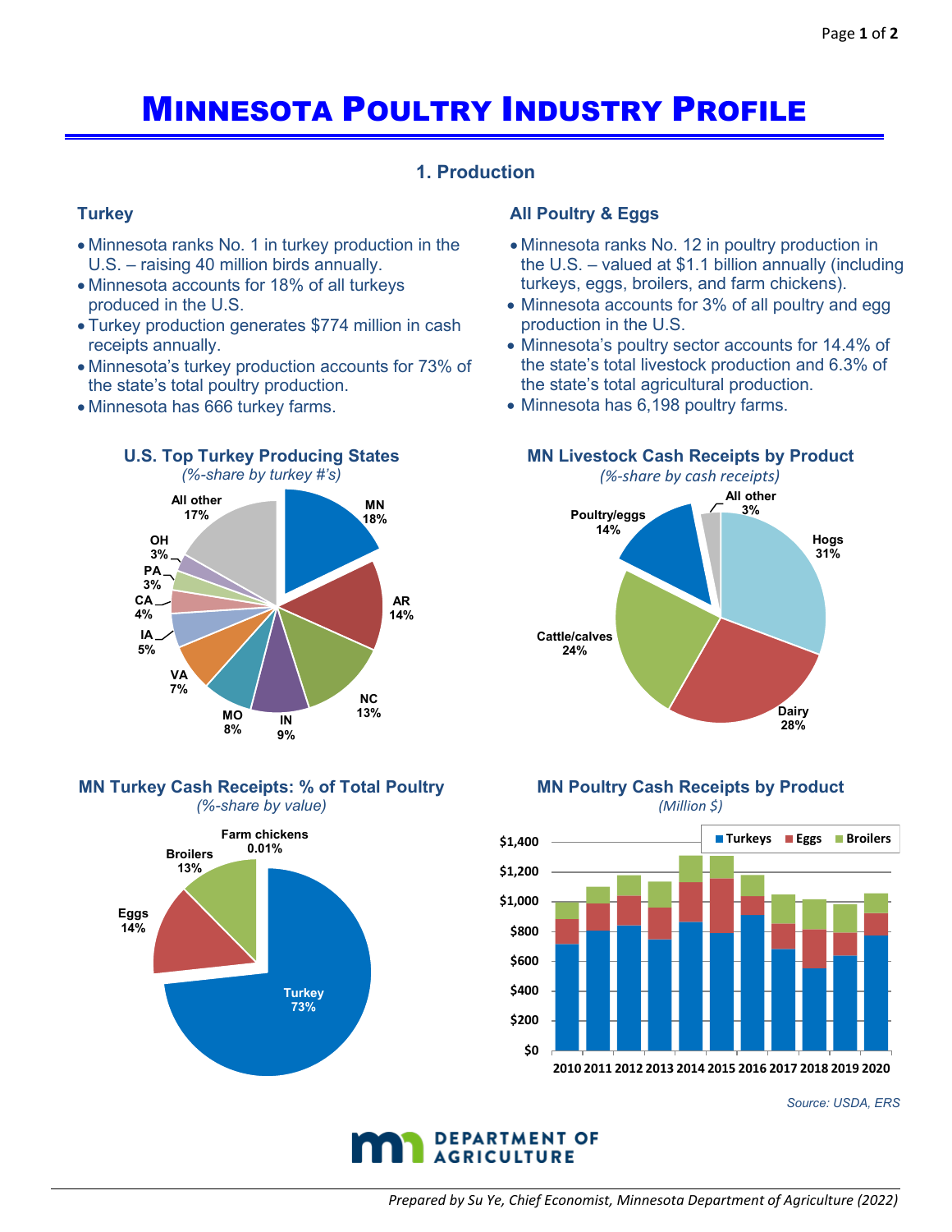# Minnesota Poultry Industry Profile

## 1. Production

### Turkey

- Minnesota ranks No. 1 in turkey production in the U.S. – raising 40 million birds annually.
- Minnesota accounts for 18% of all turkeys produced in the U.S.
- Turkey production generates $774 million in cash receipts annually.
- Minnesota's turkey production accounts for 73% of the state's total poultry production.
- Minnesota has 666 turkey farms.

### All Poultry & Eggs

- Minnesota ranks No. 12 in poultry production in the U.S. – valued at $1.1 billion annually (including turkeys, eggs, broilers, and farm chickens).
- Minnesota accounts for 3% of all poultry and egg production in the U.S.
- Minnesota's poultry sector accounts for 14.4% of the state's total livestock production and 6.3% of the state's total agricultural production.
- Minnesota has 6,198 poultry farms.

**U.S. Top Turkey Producing States**
*(%-share by turkey #'s)*

| State | Share |
|---|---|
| MN | 18% |
| AR | 14% |
| NC | 13% |
| IN | 9% |
| MO | 8% |
| VA | 7% |
| IA | 5% |
| CA | 4% |
| PA | 3% |
| OH | 3% |
| All other | 17% |

**MN Livestock Cash Receipts by Product**
*(%-share by cash receipts)*

| Product | Share |
|---|---|
| Hogs | 31% |
| Dairy | 28% |
| Cattle/calves | 24% |
| Poultry/eggs | 14% |
| All other | 3% |

**MN Turkey Cash Receipts: % of Total Poultry**
*(%-share by value)*

| Product | Share |
|---|---|
| Turkey | 73% |
| Eggs | 14% |
| Broilers | 13% |
| Farm chickens | 0.01% |

**MN Poultry Cash Receipts by Product**
*(Million $)*

Stacked bar chart (Turkeys, Eggs, Broilers), 2010–2020; y-axis $0 to $1,400.

*Source: USDA, ERS*

*Prepared by Su Ye, Chief Economist, Minnesota Department of Agriculture (2022)*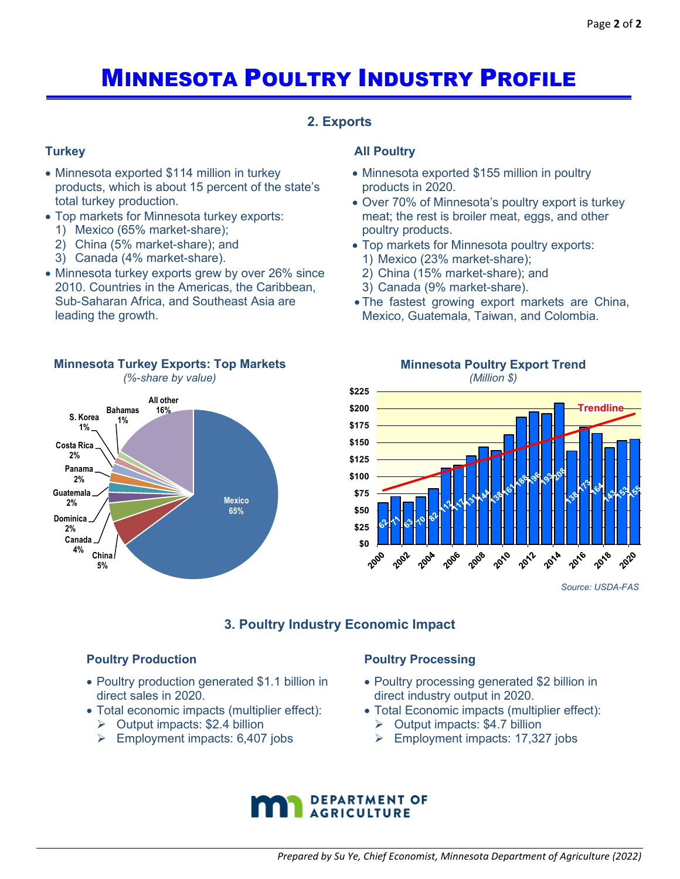# Minnesota Poultry Industry Profile

## 2. Exports

### Turkey

- Minnesota exported $114 million in turkey products, which is about 15 percent of the state's total turkey production.
- Top markets for Minnesota turkey exports:
  1) Mexico (65% market-share);
  2) China (5% market-share); and
  3) Canada (4% market-share).
- Minnesota turkey exports grew by over 26% since 2010. Countries in the Americas, the Caribbean, Sub-Saharan Africa, and Southeast Asia are leading the growth.

### All Poultry

- Minnesota exported $155 million in poultry products in 2020.
- Over 70% of Minnesota's poultry export is turkey meat; the rest is broiler meat, eggs, and other poultry products.
- Top markets for Minnesota poultry exports:
  1) Mexico (23% market-share);
  2) China (15% market-share); and
  3) Canada (9% market-share).
- The fastest growing export markets are China, Mexico, Guatemala, Taiwan, and Colombia.

**Minnesota Turkey Exports: Top Markets**
*(%-share by value)*

Mexico 65%
China 5%
Canada 4%
Dominica 2%
Guatemala 2%
Panama 2%
Costa Rica 2%
S. Korea 1%
Bahamas 1%
All other 16%

**Minnesota Poultry Export Trend**
*(Million $)*

$225
$200
$175
$150
$125
$100
$75
$50
$25
$0

62 71 63 70 82 112 117 131 144 138 161 188 196 193 208 138 173 164 143 153 155

2000 2002 2004 2006 2008 2010 2012 2014 2016 2018 2020

Trendline

*Source: USDA-FAS*

## 3. Poultry Industry Economic Impact

### Poultry Production

- Poultry production generated $1.1 billion in direct sales in 2020.
- Total economic impacts (multiplier effect):
  - Output impacts: $2.4 billion
  - Employment impacts: 6,407 jobs

### Poultry Processing

- Poultry processing generated $2 billion in direct industry output in 2020.
- Total Economic impacts (multiplier effect):
  - Output impacts: $4.7 billion
  - Employment impacts: 17,327 jobs

mn DEPARTMENT OF AGRICULTURE

*Prepared by Su Ye, Chief Economist, Minnesota Department of Agriculture (2022)*